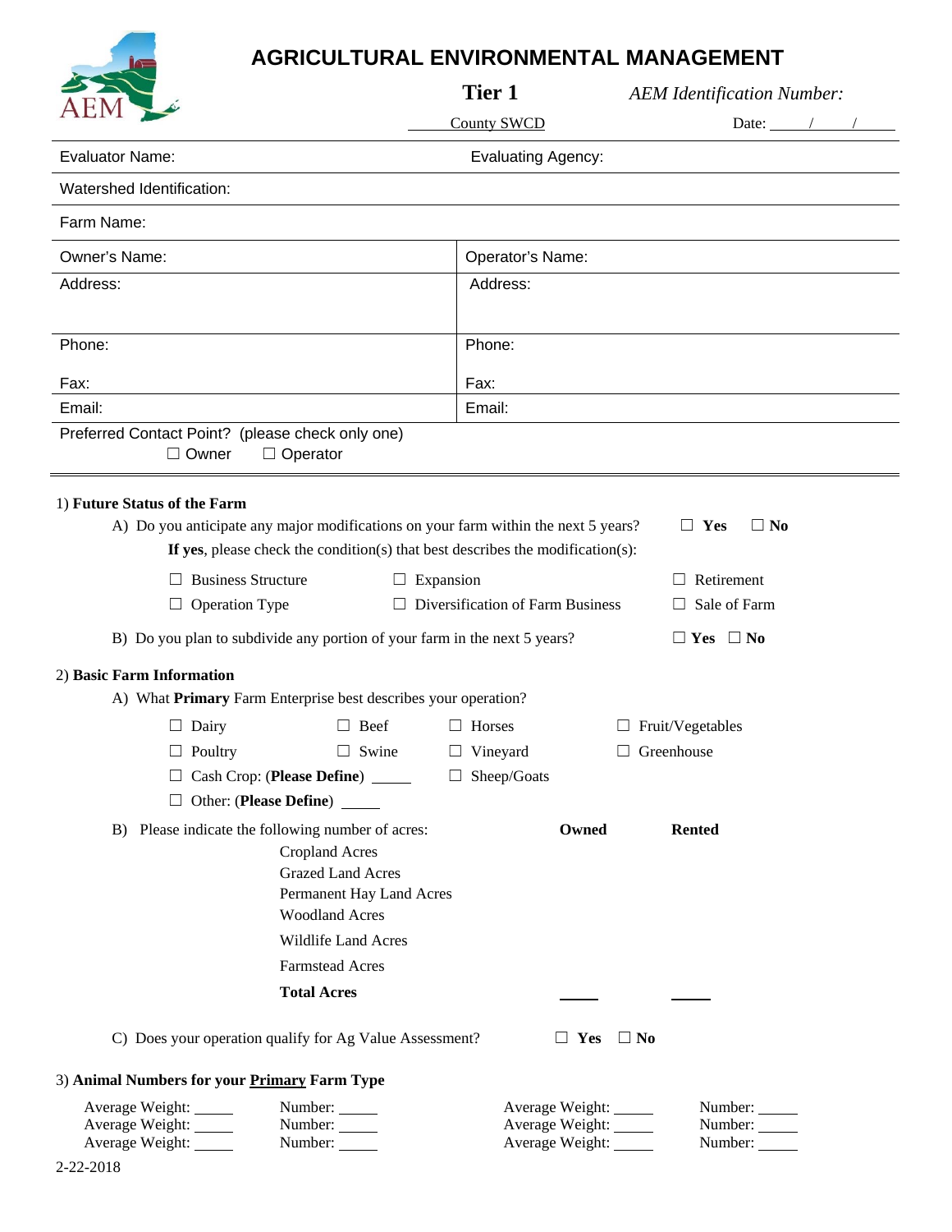# AGRICULTURAL ENVIRONMENTAL MANAGEMENT

**Tier 1** — *AEM Identification Number:*

\_\_\_\_ County SWCD — Date: \_\_\_\_/\_\_\_\_/\_\_\_\_

Evaluator Name: — Evaluating Agency:

Watershed Identification:

Farm Name:

| Owner's Name: | Operator's Name: |
|---|---|
| Address: | Address: |
| Phone: | Phone: |
| Fax: | Fax: |
| Email: | Email: |

Preferred Contact Point? (please check only one)
☐ Owner ☐ Operator

1) **Future Status of the Farm**

A) Do you anticipate any major modifications on your farm within the next 5 years? ☐ **Yes** ☐ **No**

**If yes**, please check the condition(s) that best describes the modification(s):

☐ Business Structure ☐ Expansion ☐ Retirement
☐ Operation Type ☐ Diversification of Farm Business ☐ Sale of Farm

B) Do you plan to subdivide any portion of your farm in the next 5 years? ☐ **Yes** ☐ **No**

2) **Basic Farm Information**

A) What **Primary** Farm Enterprise best describes your operation?

☐ Dairy ☐ Beef ☐ Horses ☐ Fruit/Vegetables
☐ Poultry ☐ Swine ☐ Vineyard ☐ Greenhouse
☐ Cash Crop: (**Please Define**) \_\_\_\_ ☐ Sheep/Goats
☐ Other: (**Please Define**) \_\_\_\_

B) Please indicate the following number of acres:

| | **Owned** | **Rented** |
|---|---|---|
| Cropland Acres | | |
| Grazed Land Acres | | |
| Permanent Hay Land Acres | | |
| Woodland Acres | | |
| Wildlife Land Acres | | |
| Farmstead Acres | | |
| **Total Acres** | \_\_\_\_ | \_\_\_\_ |

C) Does your operation qualify for Ag Value Assessment? ☐ **Yes** ☐ **No**

3) **Animal Numbers for your <u>Primary</u> Farm Type**

| Average Weight: \_\_\_\_ | Number: \_\_\_\_ | Average Weight: \_\_\_\_ | Number: \_\_\_\_ |
|---|---|---|---|
| Average Weight: \_\_\_\_ | Number: \_\_\_\_ | Average Weight: \_\_\_\_ | Number: \_\_\_\_ |
| Average Weight: \_\_\_\_ | Number: \_\_\_\_ | Average Weight: \_\_\_\_ | Number: \_\_\_\_ |

2-22-2018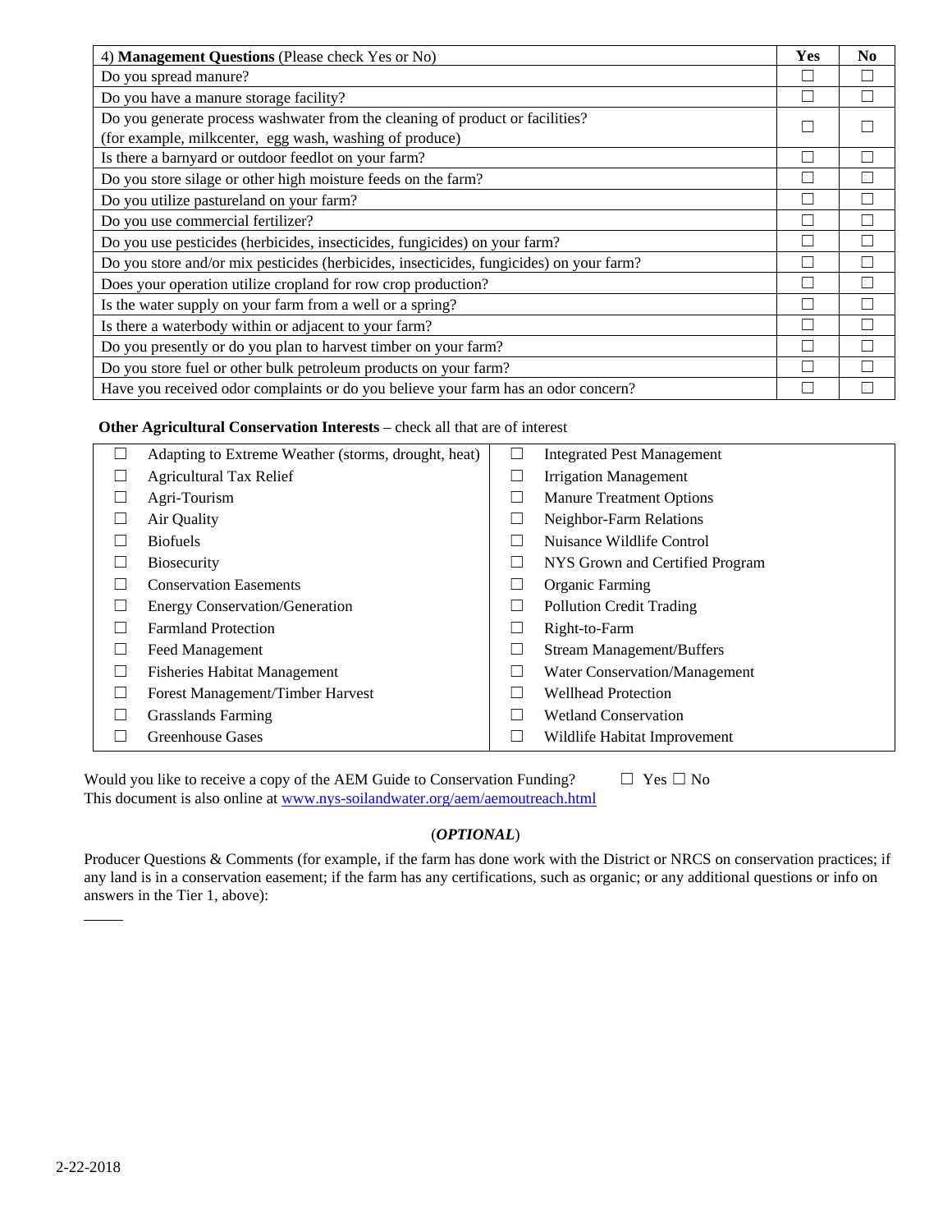| 4) **Management Questions** (Please check Yes or No) | **Yes** | **No** |
|---|---|---|
| Do you spread manure? | ☐ | ☐ |
| Do you have a manure storage facility? | ☐ | ☐ |
| Do you generate process washwater from the cleaning of product or facilities? (for example, milkcenter, egg wash, washing of produce) | ☐ | ☐ |
| Is there a barnyard or outdoor feedlot on your farm? | ☐ | ☐ |
| Do you store silage or other high moisture feeds on the farm? | ☐ | ☐ |
| Do you utilize pastureland on your farm? | ☐ | ☐ |
| Do you use commercial fertilizer? | ☐ | ☐ |
| Do you use pesticides (herbicides, insecticides, fungicides) on your farm? | ☐ | ☐ |
| Do you store and/or mix pesticides (herbicides, insecticides, fungicides) on your farm? | ☐ | ☐ |
| Does your operation utilize cropland for row crop production? | ☐ | ☐ |
| Is the water supply on your farm from a well or a spring? | ☐ | ☐ |
| Is there a waterbody within or adjacent to your farm? | ☐ | ☐ |
| Do you presently or do you plan to harvest timber on your farm? | ☐ | ☐ |
| Do you store fuel or other bulk petroleum products on your farm? | ☐ | ☐ |
| Have you received odor complaints or do you believe your farm has an odor concern? | ☐ | ☐ |

**Other Agricultural Conservation Interests** – check all that are of interest

| | | | |
|---|---|---|---|
| ☐ | Adapting to Extreme Weather (storms, drought, heat) | ☐ | Integrated Pest Management |
| ☐ | Agricultural Tax Relief | ☐ | Irrigation Management |
| ☐ | Agri-Tourism | ☐ | Manure Treatment Options |
| ☐ | Air Quality | ☐ | Neighbor-Farm Relations |
| ☐ | Biofuels | ☐ | Nuisance Wildlife Control |
| ☐ | Biosecurity | ☐ | NYS Grown and Certified Program |
| ☐ | Conservation Easements | ☐ | Organic Farming |
| ☐ | Energy Conservation/Generation | ☐ | Pollution Credit Trading |
| ☐ | Farmland Protection | ☐ | Right-to-Farm |
| ☐ | Feed Management | ☐ | Stream Management/Buffers |
| ☐ | Fisheries Habitat Management | ☐ | Water Conservation/Management |
| ☐ | Forest Management/Timber Harvest | ☐ | Wellhead Protection |
| ☐ | Grasslands Farming | ☐ | Wetland Conservation |
| ☐ | Greenhouse Gases | ☐ | Wildlife Habitat Improvement |

Would you like to receive a copy of the AEM Guide to Conservation Funding? ☐ Yes ☐ No
This document is also online at www.nys-soilandwater.org/aem/aemoutreach.html

(***OPTIONAL***)

Producer Questions & Comments (for example, if the farm has done work with the District or NRCS on conservation practices; if any land is in a conservation easement; if the farm has any certifications, such as organic; or any additional questions or info on answers in the Tier 1, above):

2-22-2018